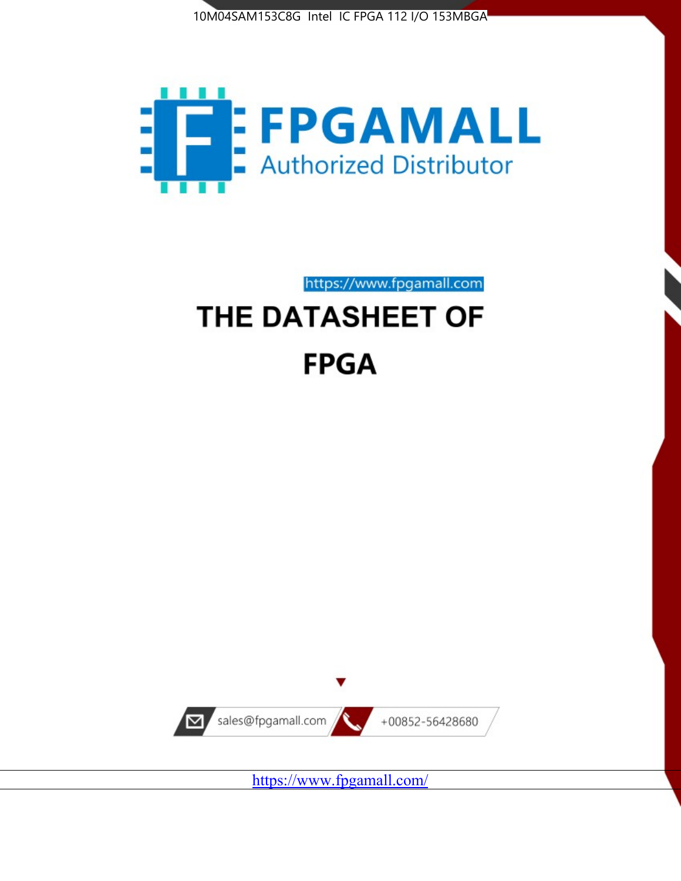10M04SAM153C8G Intel IC FPGA 112 I/O 153MBGA

FPGAMALL

Authorized Distributor

https://www.fpgamall.com

# THE DATASHEET OF

# FPGA

sales@fpgamall.com

+00852-56428680

https://www.fpgamall.com/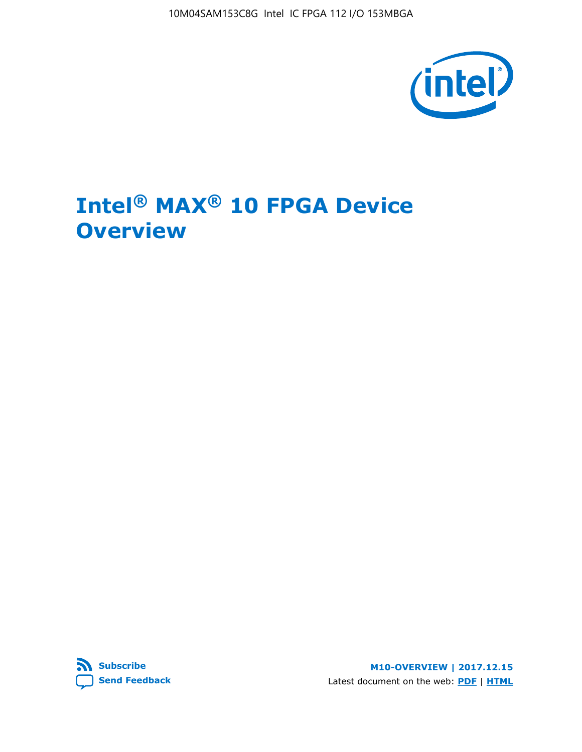# Intel® MAX® 10 FPGA Device Overview

**Subscribe**

**Send Feedback**

**M10-OVERVIEW | 2017.12.15**

Latest document on the web: **PDF** | **HTML**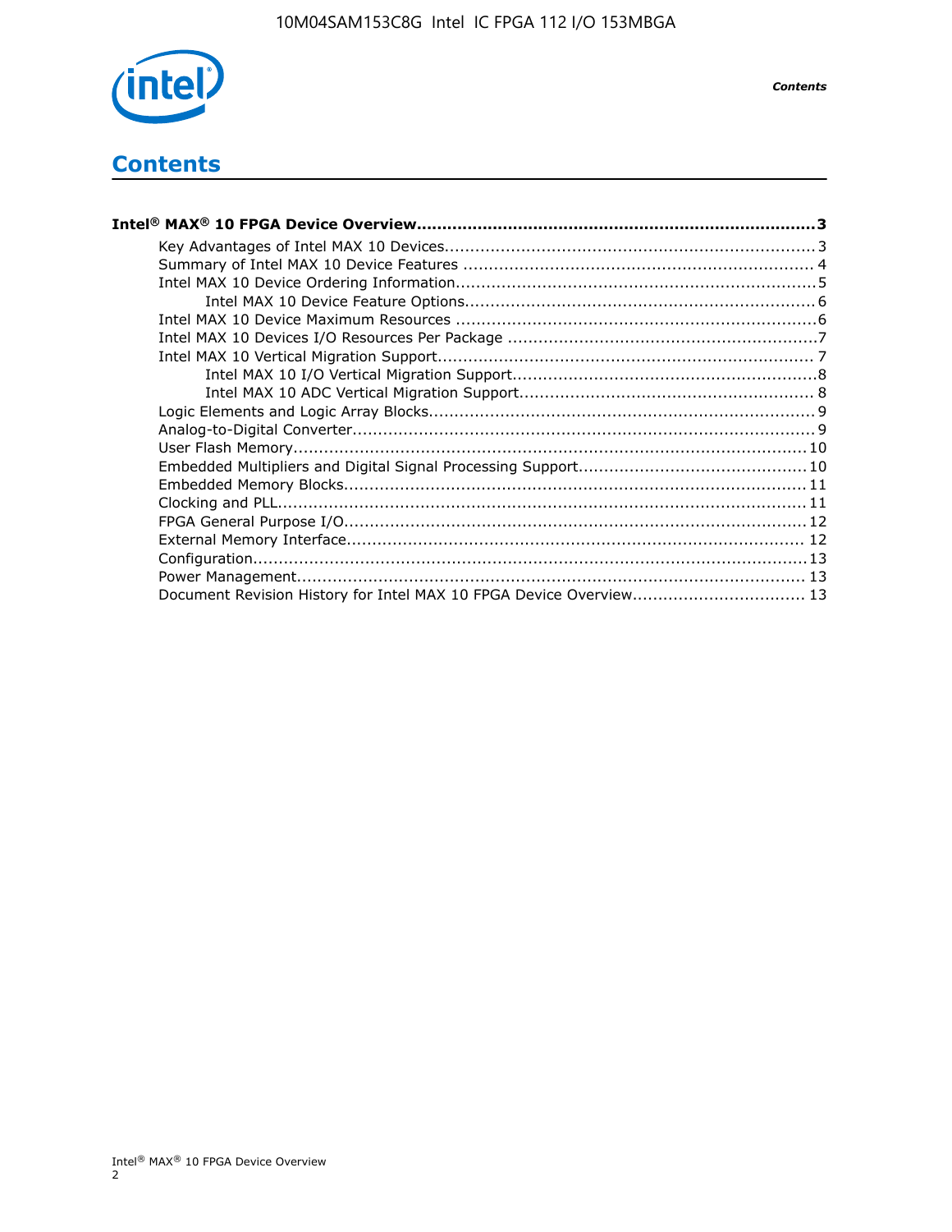# Contents

**Intel® MAX® 10 FPGA Device Overview....................................................................................3**

- Key Advantages of Intel MAX 10 Devices........................................................................3
- Summary of Intel MAX 10 Device Features .......................................................................4
- Intel MAX 10 Device Ordering Information........................................................................5
    - Intel MAX 10 Device Feature Options.......................................................................6
- Intel MAX 10 Device Maximum Resources .......................................................................6
- Intel MAX 10 Devices I/O Resources Per Package .............................................................7
- Intel MAX 10 Vertical Migration Support..........................................................................7
    - Intel MAX 10 I/O Vertical Migration Support............................................................8
    - Intel MAX 10 ADC Vertical Migration Support...........................................................8
- Logic Elements and Logic Array Blocks............................................................................9
- Analog-to-Digital Converter...........................................................................................9
- User Flash Memory......................................................................................................10
- Embedded Multipliers and Digital Signal Processing Support.............................................10
- Embedded Memory Blocks............................................................................................11
- Clocking and PLL.........................................................................................................11
- FPGA General Purpose I/O............................................................................................12
- External Memory Interface............................................................................................12
- Configuration..............................................................................................................13
- Power Management.....................................................................................................13
- Document Revision History for Intel MAX 10 FPGA Device Overview..................................13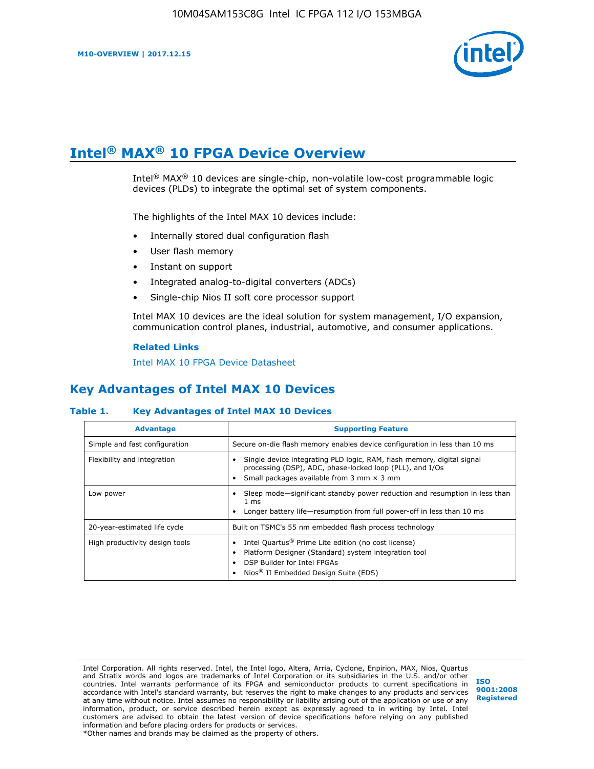# Intel® MAX® 10 FPGA Device Overview

Intel® MAX® 10 devices are single-chip, non-volatile low-cost programmable logic devices (PLDs) to integrate the optimal set of system components.

The highlights of the Intel MAX 10 devices include:

- Internally stored dual configuration flash
- User flash memory
- Instant on support
- Integrated analog-to-digital converters (ADCs)
- Single-chip Nios II soft core processor support

Intel MAX 10 devices are the ideal solution for system management, I/O expansion, communication control planes, industrial, automotive, and consumer applications.

**Related Links**

Intel MAX 10 FPGA Device Datasheet

## Key Advantages of Intel MAX 10 Devices

**Table 1. Key Advantages of Intel MAX 10 Devices**

| Advantage | Supporting Feature |
|---|---|
| Simple and fast configuration | Secure on-die flash memory enables device configuration in less than 10 ms |
| Flexibility and integration | • Single device integrating PLD logic, RAM, flash memory, digital signal processing (DSP), ADC, phase-locked loop (PLL), and I/Os<br>• Small packages available from 3 mm × 3 mm |
| Low power | • Sleep mode—significant standby power reduction and resumption in less than 1 ms<br>• Longer battery life—resumption from full power-off in less than 10 ms |
| 20-year-estimated life cycle | Built on TSMC's 55 nm embedded flash process technology |
| High productivity design tools | • Intel Quartus® Prime Lite edition (no cost license)<br>• Platform Designer (Standard) system integration tool<br>• DSP Builder for Intel FPGAs<br>• Nios® II Embedded Design Suite (EDS) |

Intel Corporation. All rights reserved. Intel, the Intel logo, Altera, Arria, Cyclone, Enpirion, MAX, Nios, Quartus and Stratix words and logos are trademarks of Intel Corporation or its subsidiaries in the U.S. and/or other countries. Intel warrants performance of its FPGA and semiconductor products to current specifications in accordance with Intel's standard warranty, but reserves the right to make changes to any products and services at any time without notice. Intel assumes no responsibility or liability arising out of the application or use of any information, product, or service described herein except as expressly agreed to in writing by Intel. Intel customers are advised to obtain the latest version of device specifications before relying on any published information and before placing orders for products or services.
*Other names and brands may be claimed as the property of others.

ISO 9001:2008 Registered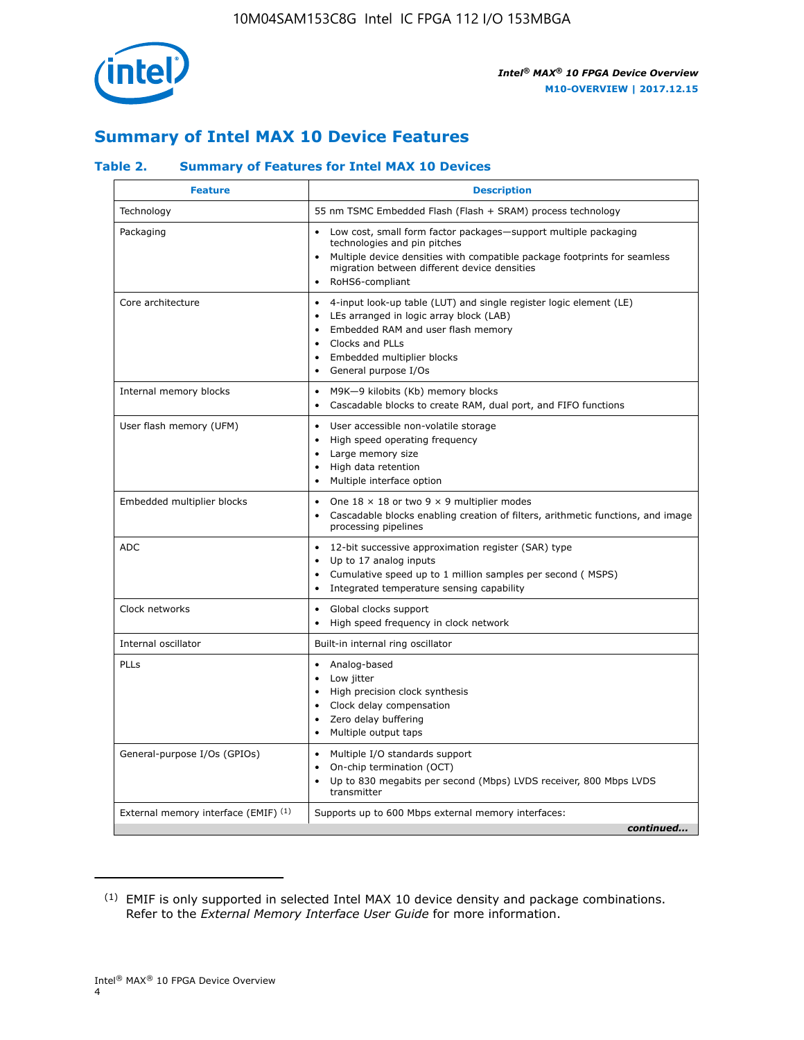## Summary of Intel MAX 10 Device Features

### Table 2. Summary of Features for Intel MAX 10 Devices

| Feature | Description |
|---|---|
| Technology | 55 nm TSMC Embedded Flash (Flash + SRAM) process technology |
| Packaging | • Low cost, small form factor packages—support multiple packaging technologies and pin pitches<br>• Multiple device densities with compatible package footprints for seamless migration between different device densities<br>• RoHS6-compliant |
| Core architecture | • 4-input look-up table (LUT) and single register logic element (LE)<br>• LEs arranged in logic array block (LAB)<br>• Embedded RAM and user flash memory<br>• Clocks and PLLs<br>• Embedded multiplier blocks<br>• General purpose I/Os |
| Internal memory blocks | • M9K—9 kilobits (Kb) memory blocks<br>• Cascadable blocks to create RAM, dual port, and FIFO functions |
| User flash memory (UFM) | • User accessible non-volatile storage<br>• High speed operating frequency<br>• Large memory size<br>• High data retention<br>• Multiple interface option |
| Embedded multiplier blocks | • One 18 × 18 or two 9 × 9 multiplier modes<br>• Cascadable blocks enabling creation of filters, arithmetic functions, and image processing pipelines |
| ADC | • 12-bit successive approximation register (SAR) type<br>• Up to 17 analog inputs<br>• Cumulative speed up to 1 million samples per second ( MSPS)<br>• Integrated temperature sensing capability |
| Clock networks | • Global clocks support<br>• High speed frequency in clock network |
| Internal oscillator | Built-in internal ring oscillator |
| PLLs | • Analog-based<br>• Low jitter<br>• High precision clock synthesis<br>• Clock delay compensation<br>• Zero delay buffering<br>• Multiple output taps |
| General-purpose I/Os (GPIOs) | • Multiple I/O standards support<br>• On-chip termination (OCT)<br>• Up to 830 megabits per second (Mbps) LVDS receiver, 800 Mbps LVDS transmitter |
| External memory interface (EMIF) (1) | Supports up to 600 Mbps external memory interfaces: |

*continued...*

(1) EMIF is only supported in selected Intel MAX 10 device density and package combinations. Refer to the *External Memory Interface User Guide* for more information.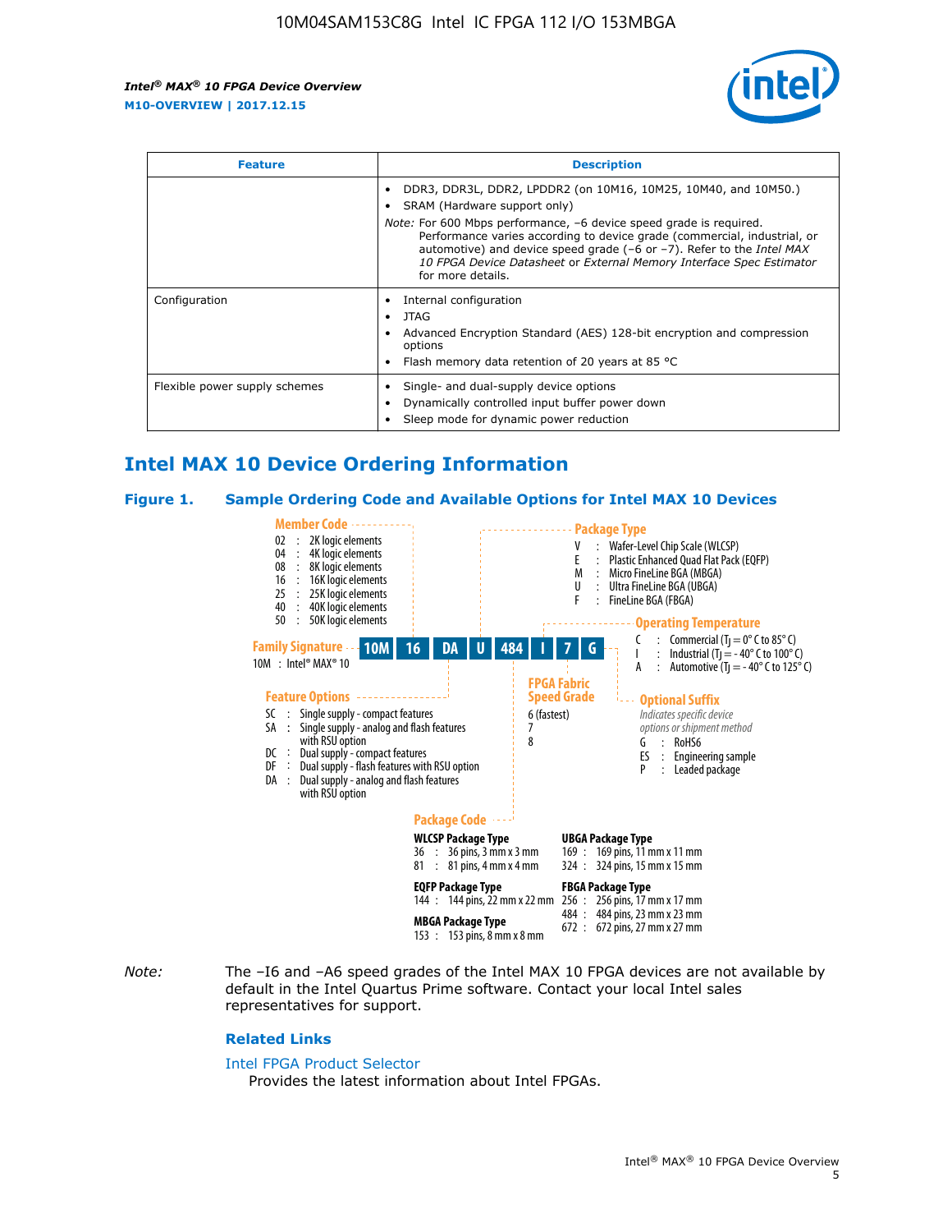| Feature | Description |
| --- | --- |
| | • DDR3, DDR3L, DDR2, LPDDR2 (on 10M16, 10M25, 10M40, and 10M50.)<br>• SRAM (Hardware support only)<br>*Note:* For 600 Mbps performance, –6 device speed grade is required. Performance varies according to device grade (commercial, industrial, or automotive) and device speed grade (–6 or –7). Refer to the *Intel MAX 10 FPGA Device Datasheet* or *External Memory Interface Spec Estimator* for more details. |
| Configuration | • Internal configuration<br>• JTAG<br>• Advanced Encryption Standard (AES) 128-bit encryption and compression options<br>• Flash memory data retention of 20 years at 85 °C |
| Flexible power supply schemes | • Single- and dual-supply device options<br>• Dynamically controlled input buffer power down<br>• Sleep mode for dynamic power reduction |

## Intel MAX 10 Device Ordering Information

### Figure 1. Sample Ordering Code and Available Options for Intel MAX 10 Devices

**10M 16 DA U 484 I 7 G**

**Family Signature**
10M : Intel® MAX® 10

**Member Code**
- 02 : 2K logic elements
- 04 : 4K logic elements
- 08 : 8K logic elements
- 16 : 16K logic elements
- 25 : 25K logic elements
- 40 : 40K logic elements
- 50 : 50K logic elements

**Feature Options**
- SC : Single supply - compact features
- SA : Single supply - analog and flash features with RSU option
- DC : Dual supply - compact features
- DF : Dual supply - flash features with RSU option
- DA : Dual supply - analog and flash features with RSU option

**Package Type**
- V : Wafer-Level Chip Scale (WLCSP)
- E : Plastic Enhanced Quad Flat Pack (EQFP)
- M : Micro FineLine BGA (MBGA)
- U : Ultra FineLine BGA (UBGA)
- F : FineLine BGA (FBGA)

**Package Code**

WLCSP Package Type
- 36 : 36 pins, 3 mm x 3 mm
- 81 : 81 pins, 4 mm x 4 mm

EQFP Package Type
- 144 : 144 pins, 22 mm x 22 mm

MBGA Package Type
- 153 : 153 pins, 8 mm x 8 mm

UBGA Package Type
- 169 : 169 pins, 11 mm x 11 mm
- 324 : 324 pins, 15 mm x 15 mm

FBGA Package Type
- 256 : 256 pins, 17 mm x 17 mm
- 484 : 484 pins, 23 mm x 23 mm
- 672 : 672 pins, 27 mm x 27 mm

**Operating Temperature**
- C : Commercial ($T_J$ = 0° C to 85° C)
- I : Industrial ($T_J$ = - 40° C to 100° C)
- A : Automotive ($T_J$ = - 40° C to 125° C)

**FPGA Fabric Speed Grade**
- 6 (fastest)
- 7
- 8

**Optional Suffix**
*Indicates specific device options or shipment method*
- G : RoHS6
- ES : Engineering sample
- P : Leaded package

*Note:* The –I6 and –A6 speed grades of the Intel MAX 10 FPGA devices are not available by default in the Intel Quartus Prime software. Contact your local Intel sales representatives for support.

### Related Links

Intel FPGA Product Selector
Provides the latest information about Intel FPGAs.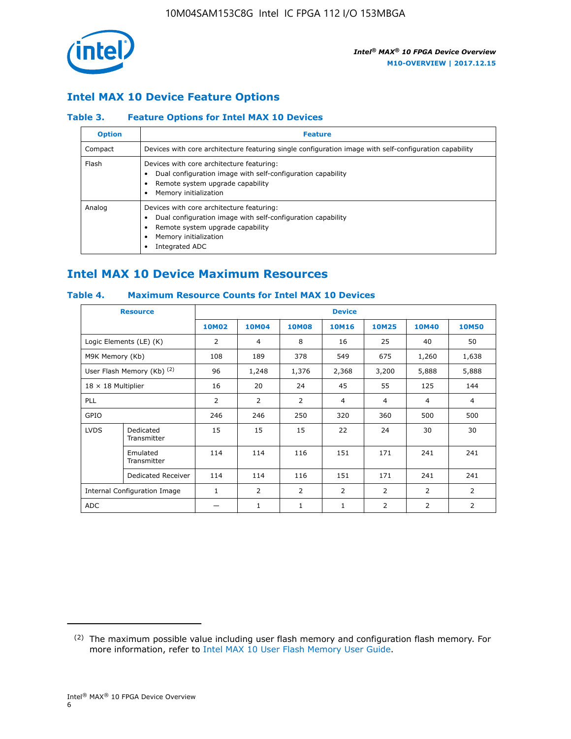## Intel MAX 10 Device Feature Options

### Table 3. Feature Options for Intel MAX 10 Devices

| Option | Feature |
|---|---|
| Compact | Devices with core architecture featuring single configuration image with self-configuration capability |
| Flash | Devices with core architecture featuring:<br>• Dual configuration image with self-configuration capability<br>• Remote system upgrade capability<br>• Memory initialization |
| Analog | Devices with core architecture featuring:<br>• Dual configuration image with self-configuration capability<br>• Remote system upgrade capability<br>• Memory initialization<br>• Integrated ADC |

## Intel MAX 10 Device Maximum Resources

### Table 4. Maximum Resource Counts for Intel MAX 10 Devices

| Resource | | Device | | | | | | |
|---|---|---|---|---|---|---|---|---|
| | | 10M02 | 10M04 | 10M08 | 10M16 | 10M25 | 10M40 | 10M50 |
| Logic Elements (LE) (K) | | 2 | 4 | 8 | 16 | 25 | 40 | 50 |
| M9K Memory (Kb) | | 108 | 189 | 378 | 549 | 675 | 1,260 | 1,638 |
| User Flash Memory (Kb) (2) | | 96 | 1,248 | 1,376 | 2,368 | 3,200 | 5,888 | 5,888 |
| 18 × 18 Multiplier | | 16 | 20 | 24 | 45 | 55 | 125 | 144 |
| PLL | | 2 | 2 | 2 | 4 | 4 | 4 | 4 |
| GPIO | | 246 | 246 | 250 | 320 | 360 | 500 | 500 |
| LVDS | Dedicated Transmitter | 15 | 15 | 15 | 22 | 24 | 30 | 30 |
| | Emulated Transmitter | 114 | 114 | 116 | 151 | 171 | 241 | 241 |
| | Dedicated Receiver | 114 | 114 | 116 | 151 | 171 | 241 | 241 |
| Internal Configuration Image | | 1 | 2 | 2 | 2 | 2 | 2 | 2 |
| ADC | | — | 1 | 1 | 1 | 2 | 2 | 2 |

(2) The maximum possible value including user flash memory and configuration flash memory. For more information, refer to Intel MAX 10 User Flash Memory User Guide.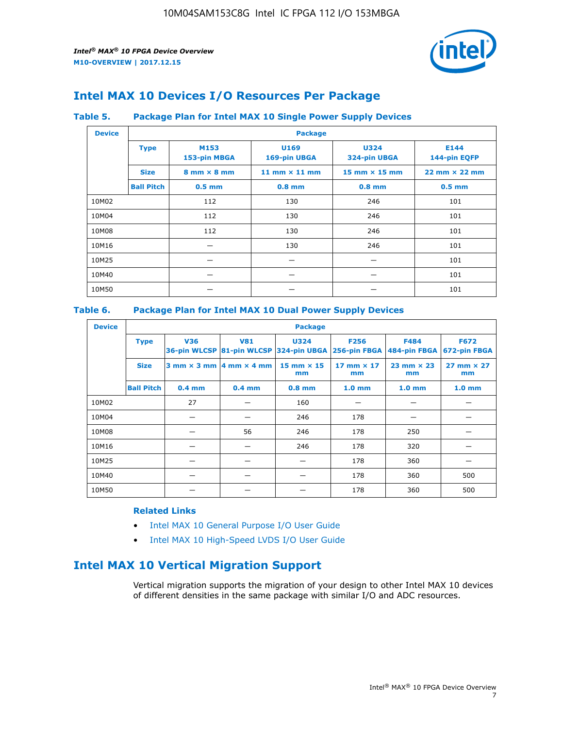## Intel MAX 10 Devices I/O Resources Per Package

### Table 5. Package Plan for Intel MAX 10 Single Power Supply Devices

| Device | Package | | | | |
|---|---|---|---|---|---|
| | **Type** | **M153** 153-pin MBGA | **U169** 169-pin UBGA | **U324** 324-pin UBGA | **E144** 144-pin EQFP |
| | **Size** | 8 mm × 8 mm | 11 mm × 11 mm | 15 mm × 15 mm | 22 mm × 22 mm |
| | **Ball Pitch** | 0.5 mm | 0.8 mm | 0.8 mm | 0.5 mm |
| 10M02 | | 112 | 130 | 246 | 101 |
| 10M04 | | 112 | 130 | 246 | 101 |
| 10M08 | | 112 | 130 | 246 | 101 |
| 10M16 | | — | 130 | 246 | 101 |
| 10M25 | | — | — | — | 101 |
| 10M40 | | — | — | — | 101 |
| 10M50 | | — | — | — | 101 |

### Table 6. Package Plan for Intel MAX 10 Dual Power Supply Devices

| Device | Package | | | | | | |
|---|---|---|---|---|---|---|---|
| | **Type** | **V36** 36-pin WLCSP | **V81** 81-pin WLCSP | **U324** 324-pin UBGA | **F256** 256-pin FBGA | **F484** 484-pin FBGA | **F672** 672-pin FBGA |
| | **Size** | 3 mm × 3 mm | 4 mm × 4 mm | 15 mm × 15 mm | 17 mm × 17 mm | 23 mm × 23 mm | 27 mm × 27 mm |
| | **Ball Pitch** | 0.4 mm | 0.4 mm | 0.8 mm | 1.0 mm | 1.0 mm | 1.0 mm |
| 10M02 | | 27 | — | 160 | — | — | — |
| 10M04 | | — | — | 246 | 178 | — | — |
| 10M08 | | — | 56 | 246 | 178 | 250 | — |
| 10M16 | | — | — | 246 | 178 | 320 | — |
| 10M25 | | — | — | — | 178 | 360 | — |
| 10M40 | | — | — | — | 178 | 360 | 500 |
| 10M50 | | — | — | — | 178 | 360 | 500 |

**Related Links**

- Intel MAX 10 General Purpose I/O User Guide
- Intel MAX 10 High-Speed LVDS I/O User Guide

## Intel MAX 10 Vertical Migration Support

Vertical migration supports the migration of your design to other Intel MAX 10 devices of different densities in the same package with similar I/O and ADC resources.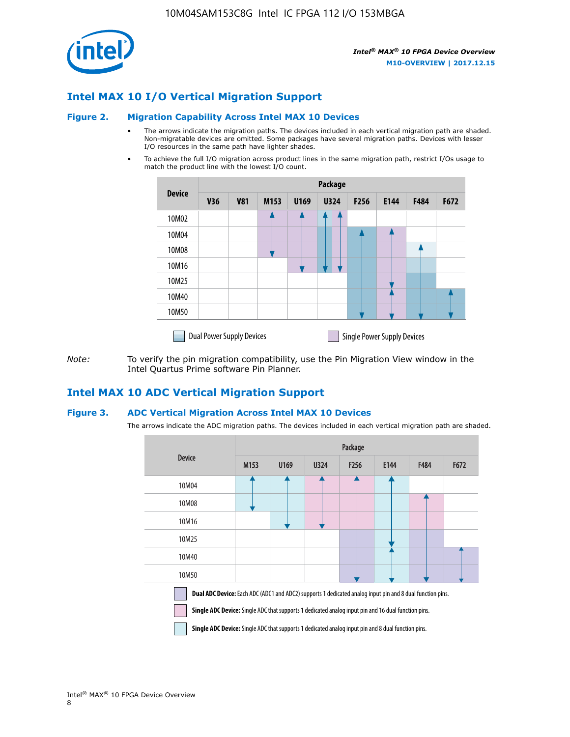## Intel MAX 10 I/O Vertical Migration Support

### Figure 2. Migration Capability Across Intel MAX 10 Devices

- The arrows indicate the migration paths. The devices included in each vertical migration path are shaded. Non-migratable devices are omitted. Some packages have several migration paths. Devices with lesser I/O resources in the same path have lighter shades.
- To achieve the full I/O migration across product lines in the same migration path, restrict I/Os usage to match the product line with the lowest I/O count.

| Device | Package | | | | | | | | |
|---|---|---|---|---|---|---|---|---|---|
| | V36 | V81 | M153 | U169 | U324 | F256 | E144 | F484 | F672 |
| 10M02 | | | | | | | | | |
| 10M04 | | | | | | | | | |
| 10M08 | | | | | | | | | |
| 10M16 | | | | | | | | | |
| 10M25 | | | | | | | | | |
| 10M40 | | | | | | | | | |
| 10M50 | | | | | | | | | |

Dual Power Supply Devices    Single Power Supply Devices

*Note:* To verify the pin migration compatibility, use the Pin Migration View window in the Intel Quartus Prime software Pin Planner.

## Intel MAX 10 ADC Vertical Migration Support

### Figure 3. ADC Vertical Migration Across Intel MAX 10 Devices

The arrows indicate the ADC migration paths. The devices included in each vertical migration path are shaded.

| Device | Package | | | | | | |
|---|---|---|---|---|---|---|---|
| | M153 | U169 | U324 | F256 | E144 | F484 | F672 |
| 10M04 | | | | | | | |
| 10M08 | | | | | | | |
| 10M16 | | | | | | | |
| 10M25 | | | | | | | |
| 10M40 | | | | | | | |
| 10M50 | | | | | | | |

**Dual ADC Device:** Each ADC (ADC1 and ADC2) supports 1 dedicated analog input pin and 8 dual function pins.

**Single ADC Device:** Single ADC that supports 1 dedicated analog input pin and 16 dual function pins.

**Single ADC Device:** Single ADC that supports 1 dedicated analog input pin and 8 dual function pins.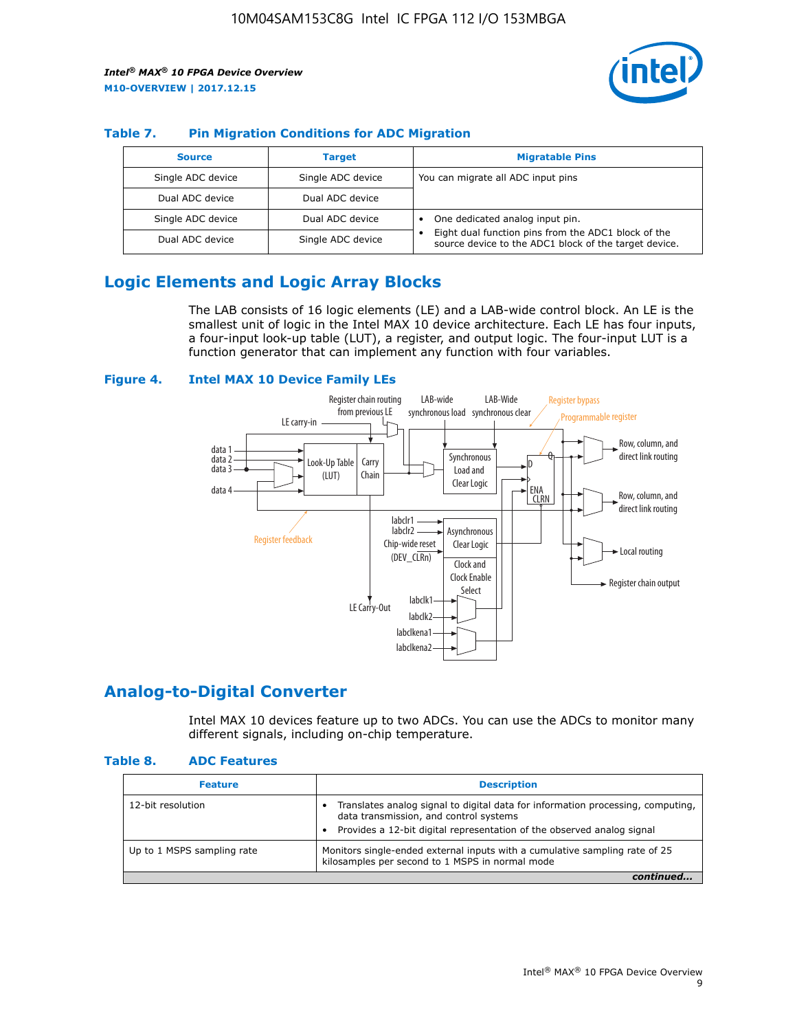### Table 7. Pin Migration Conditions for ADC Migration

| Source | Target | Migratable Pins |
|---|---|---|
| Single ADC device | Single ADC device | You can migrate all ADC input pins |
| Dual ADC device | Dual ADC device | |
| Single ADC device | Dual ADC device | • One dedicated analog input pin. • Eight dual function pins from the ADC1 block of the source device to the ADC1 block of the target device. |
| Dual ADC device | Single ADC device | |

## Logic Elements and Logic Array Blocks

The LAB consists of 16 logic elements (LE) and a LAB-wide control block. An LE is the smallest unit of logic in the Intel MAX 10 device architecture. Each LE has four inputs, a four-input look-up table (LUT), a register, and output logic. The four-input LUT is a function generator that can implement any function with four variables.

### Figure 4. Intel MAX 10 Device Family LEs

## Analog-to-Digital Converter

Intel MAX 10 devices feature up to two ADCs. You can use the ADCs to monitor many different signals, including on-chip temperature.

### Table 8. ADC Features

| Feature | Description |
|---|---|
| 12-bit resolution | • Translates analog signal to digital data for information processing, computing, data transmission, and control systems • Provides a 12-bit digital representation of the observed analog signal |
| Up to 1 MSPS sampling rate | Monitors single-ended external inputs with a cumulative sampling rate of 25 kilosamples per second to 1 MSPS in normal mode |

*continued...*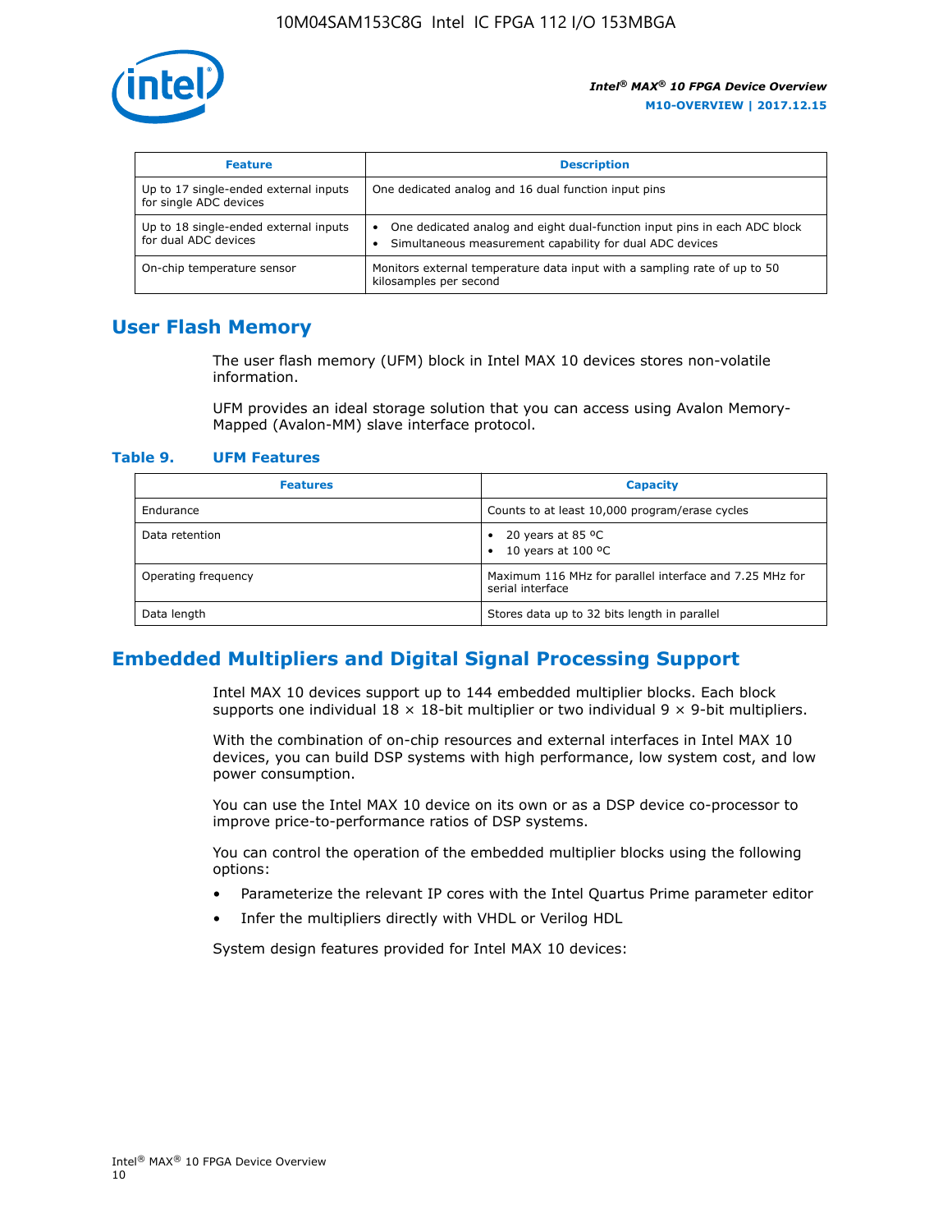| Feature | Description |
| --- | --- |
| Up to 17 single-ended external inputs for single ADC devices | One dedicated analog and 16 dual function input pins |
| Up to 18 single-ended external inputs for dual ADC devices | • One dedicated analog and eight dual-function input pins in each ADC block<br>• Simultaneous measurement capability for dual ADC devices |
| On-chip temperature sensor | Monitors external temperature data input with a sampling rate of up to 50 kilosamples per second |

## User Flash Memory

The user flash memory (UFM) block in Intel MAX 10 devices stores non-volatile information.

UFM provides an ideal storage solution that you can access using Avalon Memory-Mapped (Avalon-MM) slave interface protocol.

**Table 9. UFM Features**

| Features | Capacity |
| --- | --- |
| Endurance | Counts to at least 10,000 program/erase cycles |
| Data retention | • 20 years at 85 ºC<br>• 10 years at 100 ºC |
| Operating frequency | Maximum 116 MHz for parallel interface and 7.25 MHz for serial interface |
| Data length | Stores data up to 32 bits length in parallel |

## Embedded Multipliers and Digital Signal Processing Support

Intel MAX 10 devices support up to 144 embedded multiplier blocks. Each block supports one individual 18 × 18-bit multiplier or two individual 9 × 9-bit multipliers.

With the combination of on-chip resources and external interfaces in Intel MAX 10 devices, you can build DSP systems with high performance, low system cost, and low power consumption.

You can use the Intel MAX 10 device on its own or as a DSP device co-processor to improve price-to-performance ratios of DSP systems.

You can control the operation of the embedded multiplier blocks using the following options:

- Parameterize the relevant IP cores with the Intel Quartus Prime parameter editor
- Infer the multipliers directly with VHDL or Verilog HDL

System design features provided for Intel MAX 10 devices: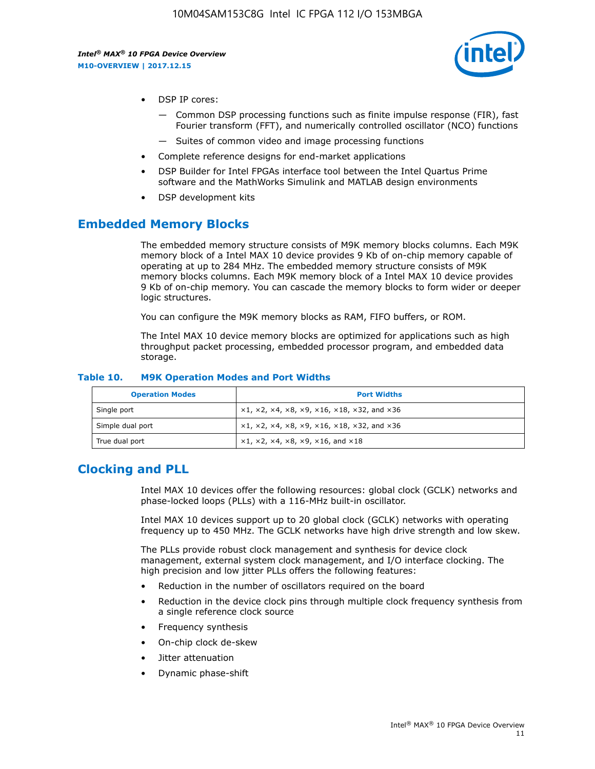- DSP IP cores:
    - — Common DSP processing functions such as finite impulse response (FIR), fast Fourier transform (FFT), and numerically controlled oscillator (NCO) functions
    - — Suites of common video and image processing functions
- Complete reference designs for end-market applications
- DSP Builder for Intel FPGAs interface tool between the Intel Quartus Prime software and the MathWorks Simulink and MATLAB design environments
- DSP development kits

## Embedded Memory Blocks

The embedded memory structure consists of M9K memory blocks columns. Each M9K memory block of a Intel MAX 10 device provides 9 Kb of on-chip memory capable of operating at up to 284 MHz. The embedded memory structure consists of M9K memory blocks columns. Each M9K memory block of a Intel MAX 10 device provides 9 Kb of on-chip memory. You can cascade the memory blocks to form wider or deeper logic structures.

You can configure the M9K memory blocks as RAM, FIFO buffers, or ROM.

The Intel MAX 10 device memory blocks are optimized for applications such as high throughput packet processing, embedded processor program, and embedded data storage.

**Table 10. M9K Operation Modes and Port Widths**

| Operation Modes | Port Widths |
| --- | --- |
| Single port | ×1, ×2, ×4, ×8, ×9, ×16, ×18, ×32, and ×36 |
| Simple dual port | ×1, ×2, ×4, ×8, ×9, ×16, ×18, ×32, and ×36 |
| True dual port | ×1, ×2, ×4, ×8, ×9, ×16, and ×18 |

## Clocking and PLL

Intel MAX 10 devices offer the following resources: global clock (GCLK) networks and phase-locked loops (PLLs) with a 116-MHz built-in oscillator.

Intel MAX 10 devices support up to 20 global clock (GCLK) networks with operating frequency up to 450 MHz. The GCLK networks have high drive strength and low skew.

The PLLs provide robust clock management and synthesis for device clock management, external system clock management, and I/O interface clocking. The high precision and low jitter PLLs offers the following features:

- Reduction in the number of oscillators required on the board
- Reduction in the device clock pins through multiple clock frequency synthesis from a single reference clock source
- Frequency synthesis
- On-chip clock de-skew
- Jitter attenuation
- Dynamic phase-shift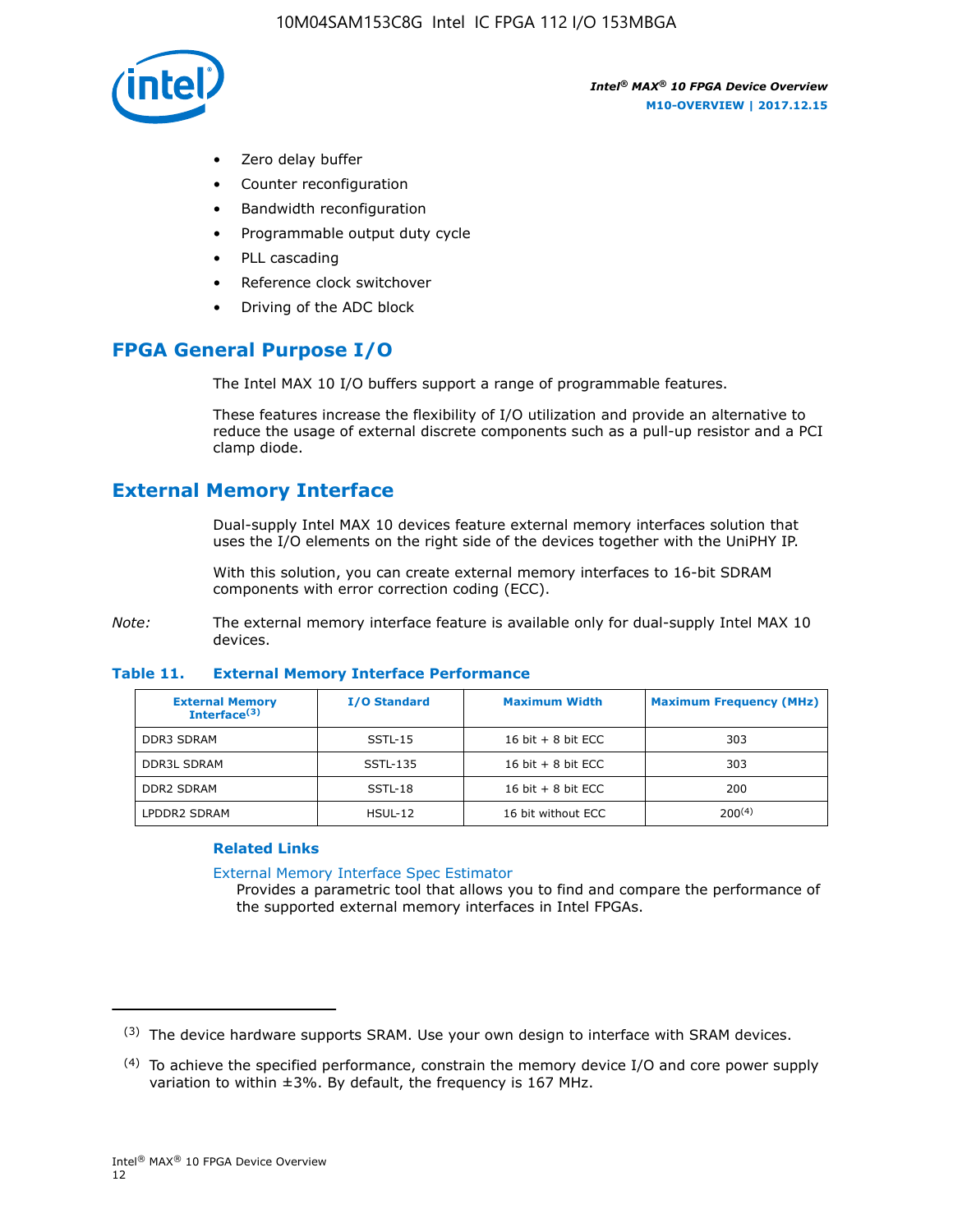- Zero delay buffer
- Counter reconfiguration
- Bandwidth reconfiguration
- Programmable output duty cycle
- PLL cascading
- Reference clock switchover
- Driving of the ADC block

## FPGA General Purpose I/O

The Intel MAX 10 I/O buffers support a range of programmable features.

These features increase the flexibility of I/O utilization and provide an alternative to reduce the usage of external discrete components such as a pull-up resistor and a PCI clamp diode.

## External Memory Interface

Dual-supply Intel MAX 10 devices feature external memory interfaces solution that uses the I/O elements on the right side of the devices together with the UniPHY IP.

With this solution, you can create external memory interfaces to 16-bit SDRAM components with error correction coding (ECC).

*Note:* The external memory interface feature is available only for dual-supply Intel MAX 10 devices.

**Table 11. External Memory Interface Performance**

| External Memory Interface[(3)] | I/O Standard | Maximum Width | Maximum Frequency (MHz) |
|---|---|---|---|
| DDR3 SDRAM | SSTL-15 | 16 bit + 8 bit ECC | 303 |
| DDR3L SDRAM | SSTL-135 | 16 bit + 8 bit ECC | 303 |
| DDR2 SDRAM | SSTL-18 | 16 bit + 8 bit ECC | 200 |
| LPDDR2 SDRAM | HSUL-12 | 16 bit without ECC | 200[(4)] |

**Related Links**

External Memory Interface Spec Estimator
Provides a parametric tool that allows you to find and compare the performance of the supported external memory interfaces in Intel FPGAs.

---

(3) The device hardware supports SRAM. Use your own design to interface with SRAM devices.

(4) To achieve the specified performance, constrain the memory device I/O and core power supply variation to within ±3%. By default, the frequency is 167 MHz.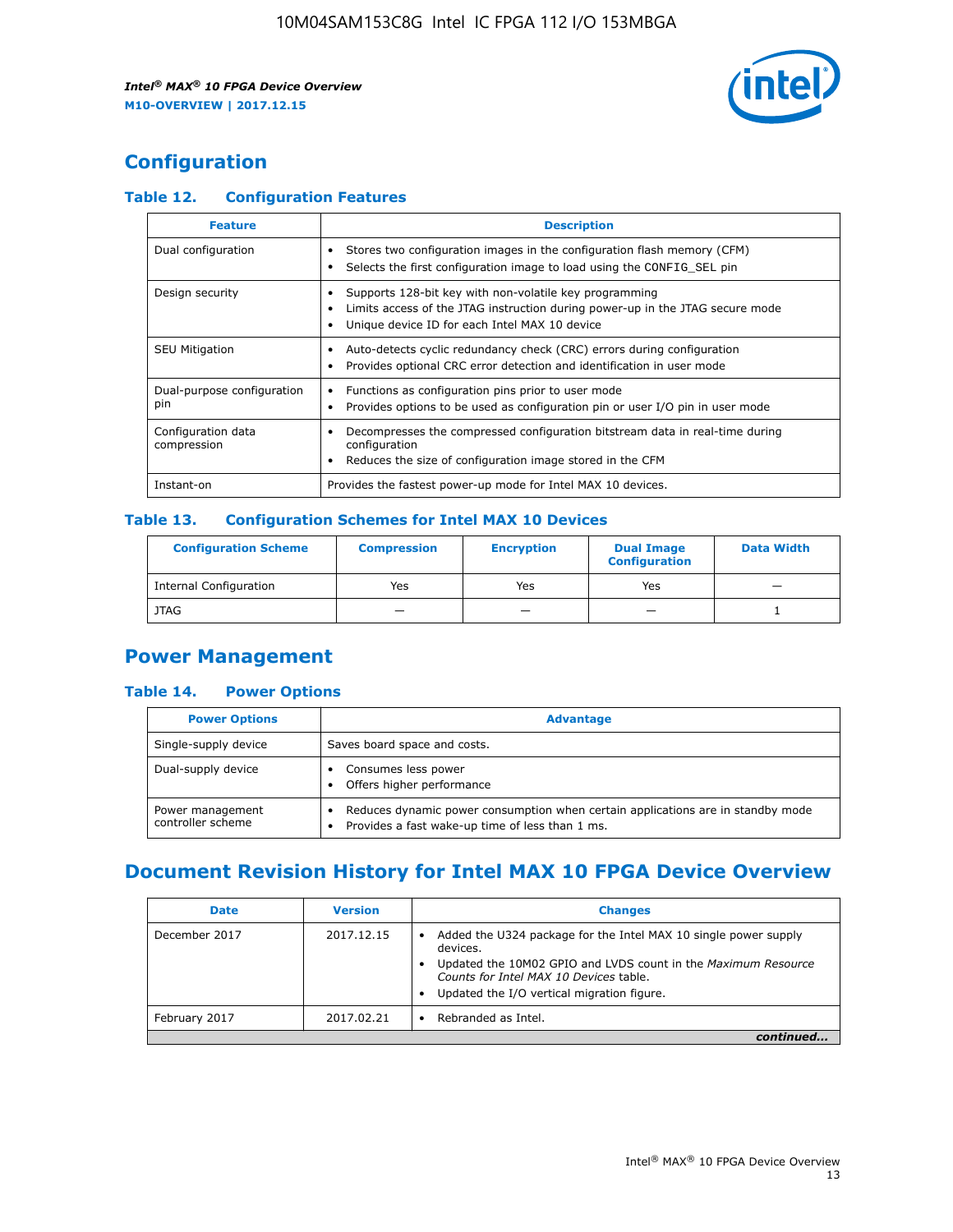## Configuration

### Table 12. Configuration Features

| Feature | Description |
| --- | --- |
| Dual configuration | • Stores two configuration images in the configuration flash memory (CFM)<br>• Selects the first configuration image to load using the CONFIG_SEL pin |
| Design security | • Supports 128-bit key with non-volatile key programming<br>• Limits access of the JTAG instruction during power-up in the JTAG secure mode<br>• Unique device ID for each Intel MAX 10 device |
| SEU Mitigation | • Auto-detects cyclic redundancy check (CRC) errors during configuration<br>• Provides optional CRC error detection and identification in user mode |
| Dual-purpose configuration pin | • Functions as configuration pins prior to user mode<br>• Provides options to be used as configuration pin or user I/O pin in user mode |
| Configuration data compression | • Decompresses the compressed configuration bitstream data in real-time during configuration<br>• Reduces the size of configuration image stored in the CFM |
| Instant-on | Provides the fastest power-up mode for Intel MAX 10 devices. |

### Table 13. Configuration Schemes for Intel MAX 10 Devices

| Configuration Scheme | Compression | Encryption | Dual Image Configuration | Data Width |
| --- | --- | --- | --- | --- |
| Internal Configuration | Yes | Yes | Yes | — |
| JTAG | — | — | — | 1 |

## Power Management

### Table 14. Power Options

| Power Options | Advantage |
| --- | --- |
| Single-supply device | Saves board space and costs. |
| Dual-supply device | • Consumes less power<br>• Offers higher performance |
| Power management controller scheme | • Reduces dynamic power consumption when certain applications are in standby mode<br>• Provides a fast wake-up time of less than 1 ms. |

## Document Revision History for Intel MAX 10 FPGA Device Overview

| Date | Version | Changes |
| --- | --- | --- |
| December 2017 | 2017.12.15 | • Added the U324 package for the Intel MAX 10 single power supply devices.<br>• Updated the 10M02 GPIO and LVDS count in the *Maximum Resource Counts for Intel MAX 10 Devices* table.<br>• Updated the I/O vertical migration figure. |
| February 2017 | 2017.02.21 | • Rebranded as Intel. |

*continued...*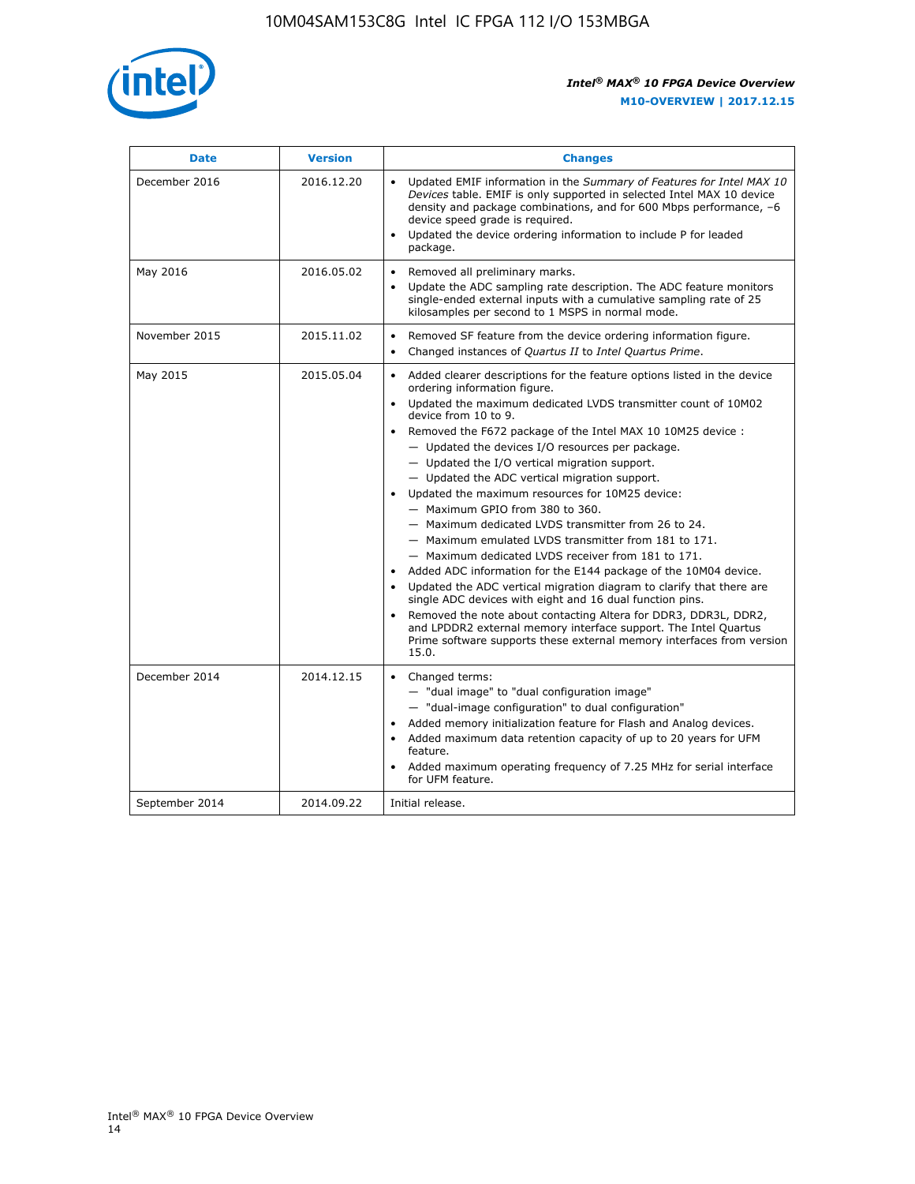| Date | Version | Changes |
| --- | --- | --- |
| December 2016 | 2016.12.20 | • Updated EMIF information in the *Summary of Features for Intel MAX 10 Devices* table. EMIF is only supported in selected Intel MAX 10 device density and package combinations, and for 600 Mbps performance, –6 device speed grade is required.<br>• Updated the device ordering information to include P for leaded package. |
| May 2016 | 2016.05.02 | • Removed all preliminary marks.<br>• Update the ADC sampling rate description. The ADC feature monitors single-ended external inputs with a cumulative sampling rate of 25 kilosamples per second to 1 MSPS in normal mode. |
| November 2015 | 2015.11.02 | • Removed SF feature from the device ordering information figure.<br>• Changed instances of *Quartus II* to *Intel Quartus Prime*. |
| May 2015 | 2015.05.04 | • Added clearer descriptions for the feature options listed in the device ordering information figure.<br>• Updated the maximum dedicated LVDS transmitter count of 10M02 device from 10 to 9.<br>• Removed the F672 package of the Intel MAX 10 10M25 device :<br>  — Updated the devices I/O resources per package.<br>  — Updated the I/O vertical migration support.<br>  — Updated the ADC vertical migration support.<br>• Updated the maximum resources for 10M25 device:<br>  — Maximum GPIO from 380 to 360.<br>  — Maximum dedicated LVDS transmitter from 26 to 24.<br>  — Maximum emulated LVDS transmitter from 181 to 171.<br>  — Maximum dedicated LVDS receiver from 181 to 171.<br>• Added ADC information for the E144 package of the 10M04 device.<br>• Updated the ADC vertical migration diagram to clarify that there are single ADC devices with eight and 16 dual function pins.<br>• Removed the note about contacting Altera for DDR3, DDR3L, DDR2, and LPDDR2 external memory interface support. The Intel Quartus Prime software supports these external memory interfaces from version 15.0. |
| December 2014 | 2014.12.15 | • Changed terms:<br>  — "dual image" to "dual configuration image"<br>  — "dual-image configuration" to dual configuration"<br>• Added memory initialization feature for Flash and Analog devices.<br>• Added maximum data retention capacity of up to 20 years for UFM feature.<br>• Added maximum operating frequency of 7.25 MHz for serial interface for UFM feature. |
| September 2014 | 2014.09.22 | Initial release. |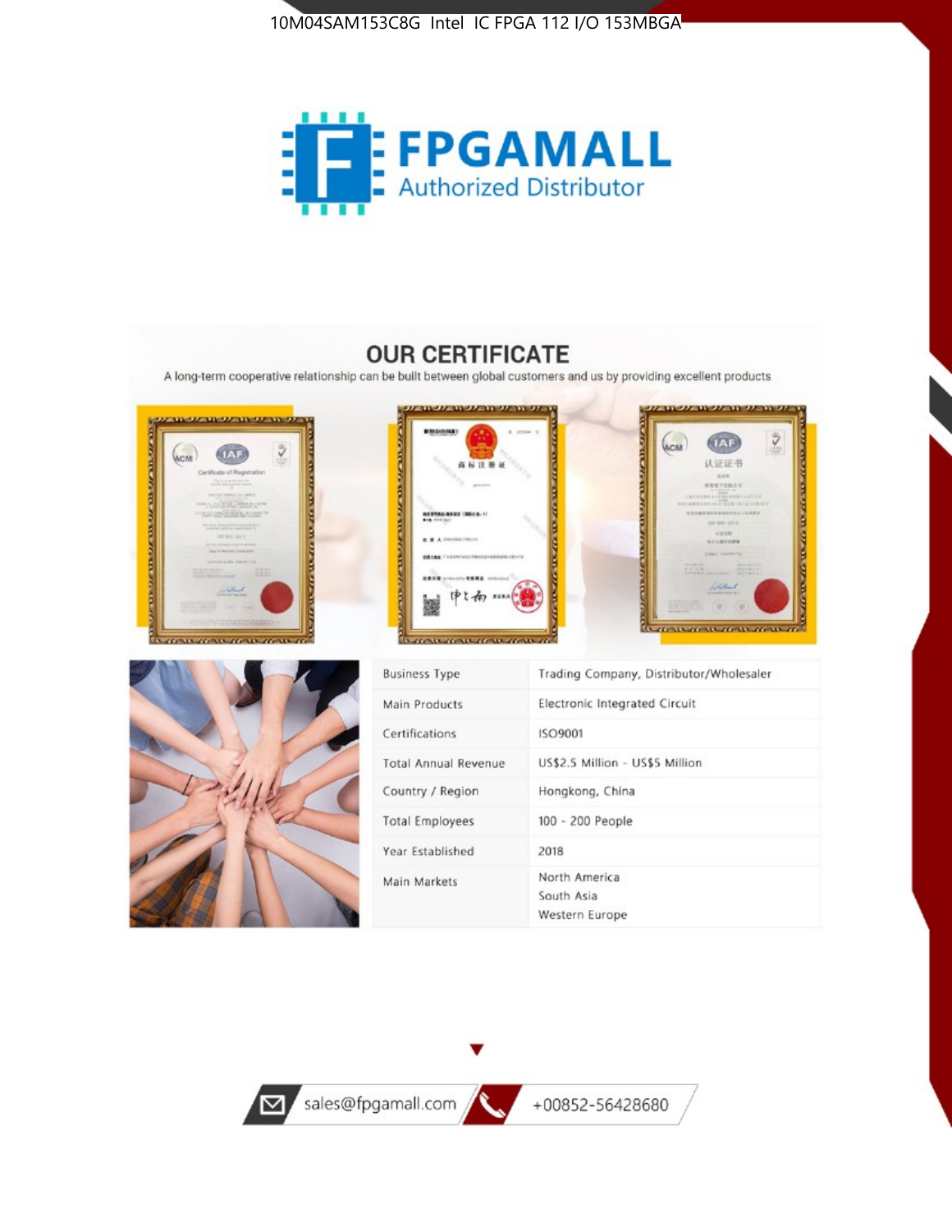FPGAMALL
Authorized Distributor

# OUR CERTIFICATE

A long-term cooperative relationship can be built between global customers and us by providing excellent products

| | |
|---|---|
| Business Type | Trading Company, Distributor/Wholesaler |
| Main Products | Electronic Integrated Circuit |
| Certifications | ISO9001 |
| Total Annual Revenue | US$2.5 Million - US$5 Million |
| Country / Region | Hongkong, China |
| Total Employees | 100 - 200 People |
| Year Established | 2018 |
| Main Markets | North America<br>South Asia<br>Western Europe |

sales@fpgamall.com +00852-56428680